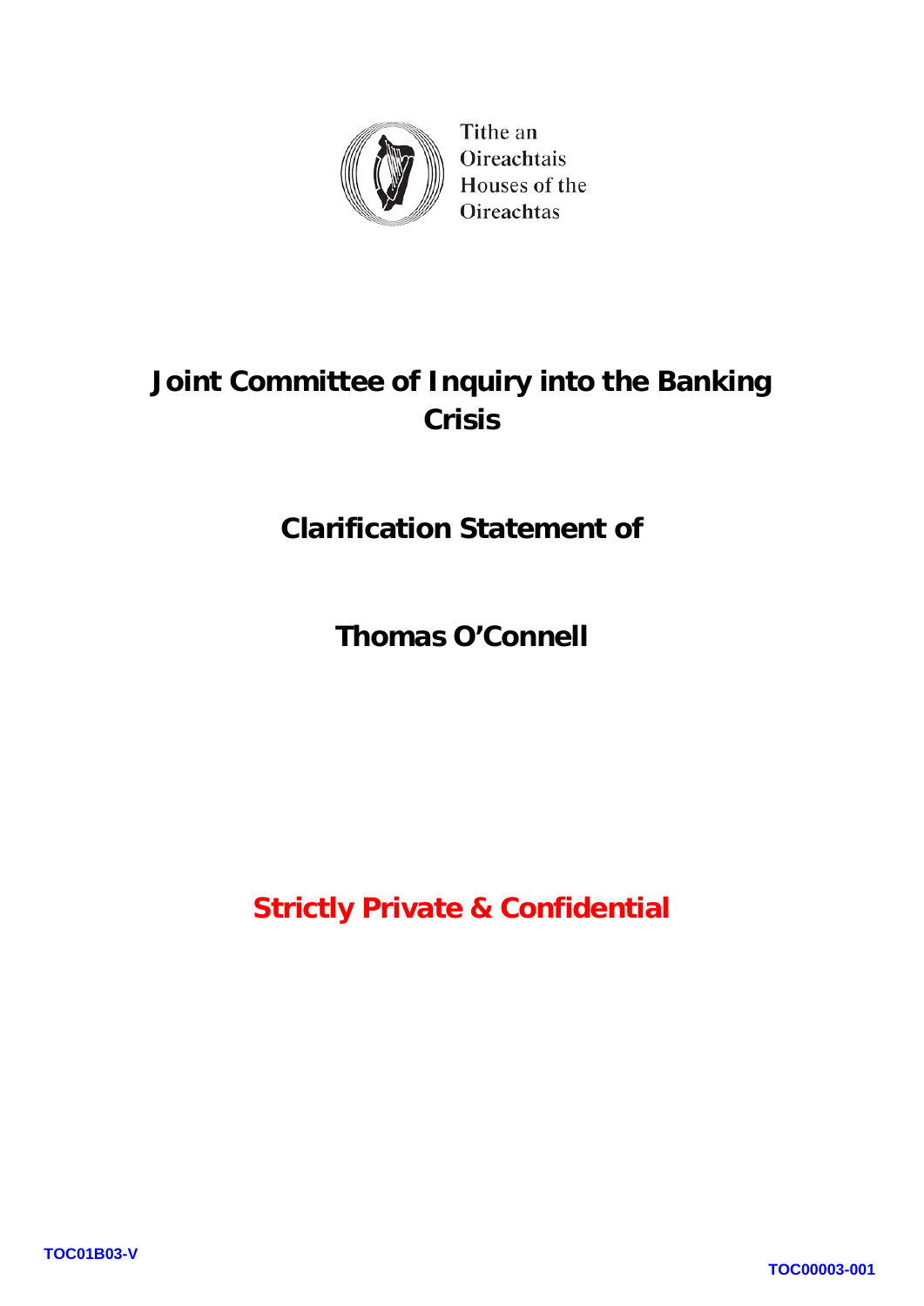Tithe an Oireachtais
Houses of the Oireachtas

# Joint Committee of Inquiry into the Banking Crisis

## Clarification Statement of

## Thomas O'Connell

**Strictly Private & Confidential**

TOC01B03-V

TOC00003-001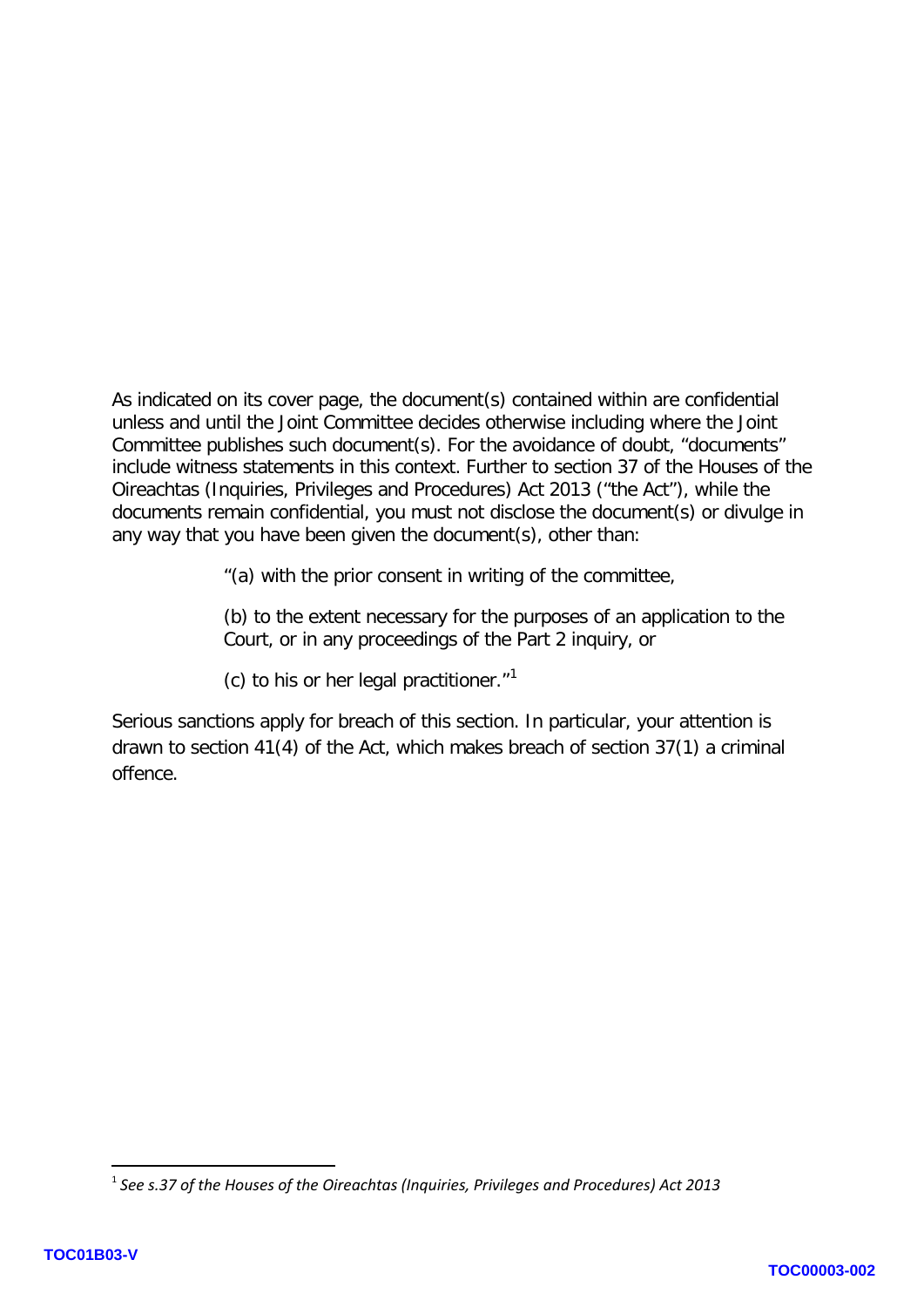As indicated on its cover page, the document(s) contained within are confidential unless and until the Joint Committee decides otherwise including where the Joint Committee publishes such document(s). For the avoidance of doubt, "documents" include witness statements in this context. Further to section 37 of the Houses of the Oireachtas (Inquiries, Privileges and Procedures) Act 2013 ("the Act"), while the documents remain confidential, you must not disclose the document(s) or divulge in any way that you have been given the document(s), other than:

> "(a) with the prior consent in writing of the committee,
>
> (b) to the extent necessary for the purposes of an application to the Court, or in any proceedings of the Part 2 inquiry, or
>
> (c) to his or her legal practitioner."[1]

Serious sanctions apply for breach of this section. In particular, your attention is drawn to section 41(4) of the Act, which makes breach of section 37(1) a criminal offence.

---

[1] *See s.37 of the Houses of the Oireachtas (Inquiries, Privileges and Procedures) Act 2013*

TOC01B03-V

TOC00003-002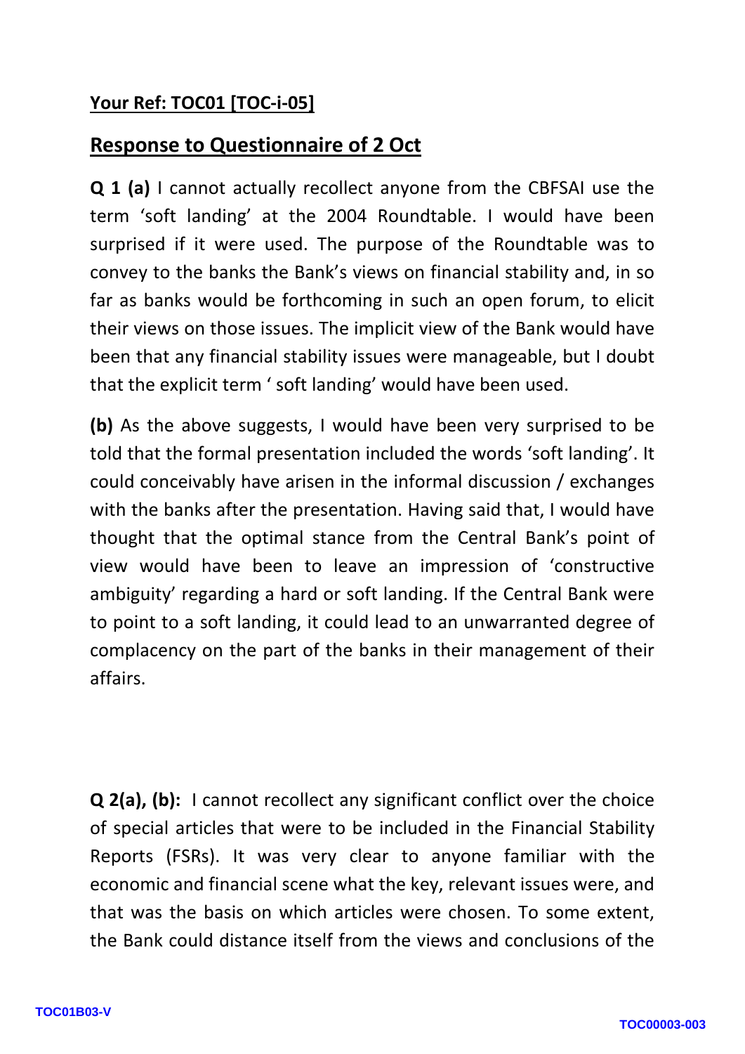**Your Ref: TOC01 [TOC-i-05]**

## Response to Questionnaire of 2 Oct

**Q 1 (a)** I cannot actually recollect anyone from the CBFSAI use the term 'soft landing' at the 2004 Roundtable. I would have been surprised if it were used. The purpose of the Roundtable was to convey to the banks the Bank's views on financial stability and, in so far as banks would be forthcoming in such an open forum, to elicit their views on those issues. The implicit view of the Bank would have been that any financial stability issues were manageable, but I doubt that the explicit term ' soft landing' would have been used.

**(b)** As the above suggests, I would have been very surprised to be told that the formal presentation included the words 'soft landing'. It could conceivably have arisen in the informal discussion / exchanges with the banks after the presentation. Having said that, I would have thought that the optimal stance from the Central Bank's point of view would have been to leave an impression of 'constructive ambiguity' regarding a hard or soft landing. If the Central Bank were to point to a soft landing, it could lead to an unwarranted degree of complacency on the part of the banks in their management of their affairs.

**Q 2(a), (b):** I cannot recollect any significant conflict over the choice of special articles that were to be included in the Financial Stability Reports (FSRs). It was very clear to anyone familiar with the economic and financial scene what the key, relevant issues were, and that was the basis on which articles were chosen. To some extent, the Bank could distance itself from the views and conclusions of the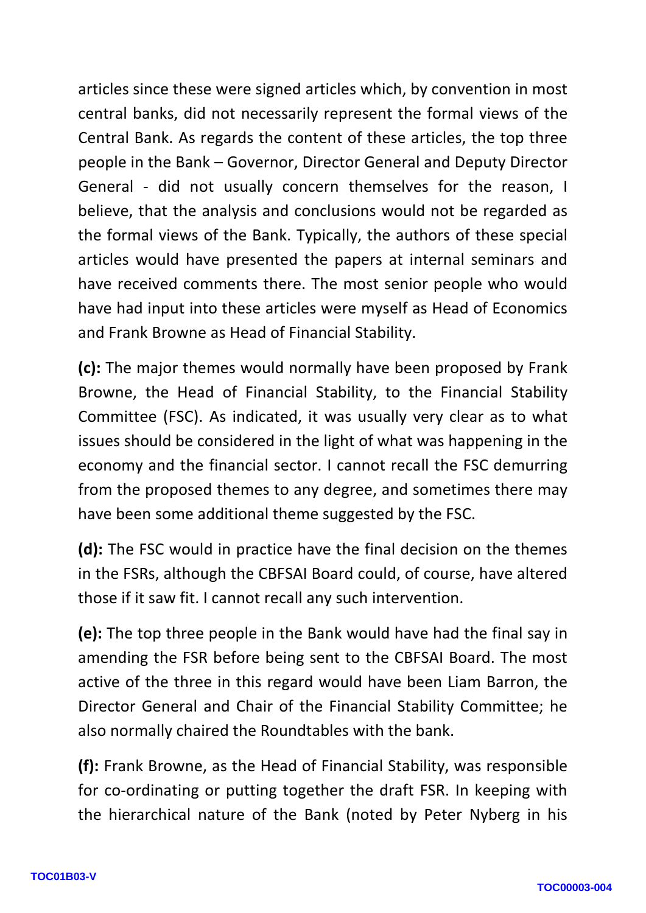articles since these were signed articles which, by convention in most central banks, did not necessarily represent the formal views of the Central Bank. As regards the content of these articles, the top three people in the Bank – Governor, Director General and Deputy Director General - did not usually concern themselves for the reason, I believe, that the analysis and conclusions would not be regarded as the formal views of the Bank. Typically, the authors of these special articles would have presented the papers at internal seminars and have received comments there. The most senior people who would have had input into these articles were myself as Head of Economics and Frank Browne as Head of Financial Stability.

**(c):** The major themes would normally have been proposed by Frank Browne, the Head of Financial Stability, to the Financial Stability Committee (FSC). As indicated, it was usually very clear as to what issues should be considered in the light of what was happening in the economy and the financial sector. I cannot recall the FSC demurring from the proposed themes to any degree, and sometimes there may have been some additional theme suggested by the FSC.

**(d):** The FSC would in practice have the final decision on the themes in the FSRs, although the CBFSAI Board could, of course, have altered those if it saw fit. I cannot recall any such intervention.

**(e):** The top three people in the Bank would have had the final say in amending the FSR before being sent to the CBFSAI Board. The most active of the three in this regard would have been Liam Barron, the Director General and Chair of the Financial Stability Committee; he also normally chaired the Roundtables with the bank.

**(f):** Frank Browne, as the Head of Financial Stability, was responsible for co-ordinating or putting together the draft FSR. In keeping with the hierarchical nature of the Bank (noted by Peter Nyberg in his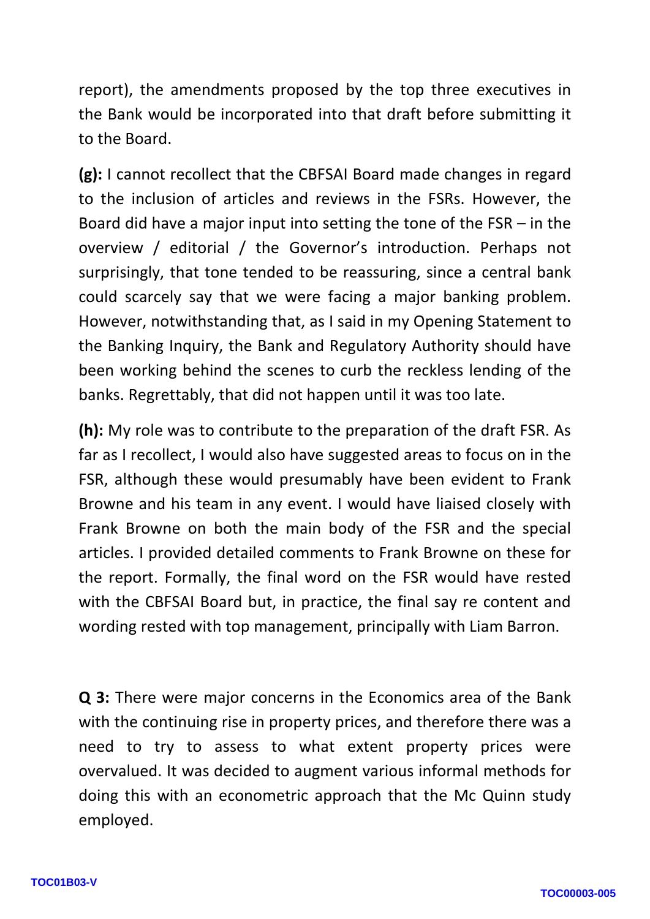report), the amendments proposed by the top three executives in the Bank would be incorporated into that draft before submitting it to the Board.

**(g):** I cannot recollect that the CBFSAI Board made changes in regard to the inclusion of articles and reviews in the FSRs. However, the Board did have a major input into setting the tone of the FSR – in the overview / editorial / the Governor's introduction. Perhaps not surprisingly, that tone tended to be reassuring, since a central bank could scarcely say that we were facing a major banking problem. However, notwithstanding that, as I said in my Opening Statement to the Banking Inquiry, the Bank and Regulatory Authority should have been working behind the scenes to curb the reckless lending of the banks. Regrettably, that did not happen until it was too late.

**(h):** My role was to contribute to the preparation of the draft FSR. As far as I recollect, I would also have suggested areas to focus on in the FSR, although these would presumably have been evident to Frank Browne and his team in any event. I would have liaised closely with Frank Browne on both the main body of the FSR and the special articles. I provided detailed comments to Frank Browne on these for the report. Formally, the final word on the FSR would have rested with the CBFSAI Board but, in practice, the final say re content and wording rested with top management, principally with Liam Barron.

**Q 3:** There were major concerns in the Economics area of the Bank with the continuing rise in property prices, and therefore there was a need to try to assess to what extent property prices were overvalued. It was decided to augment various informal methods for doing this with an econometric approach that the Mc Quinn study employed.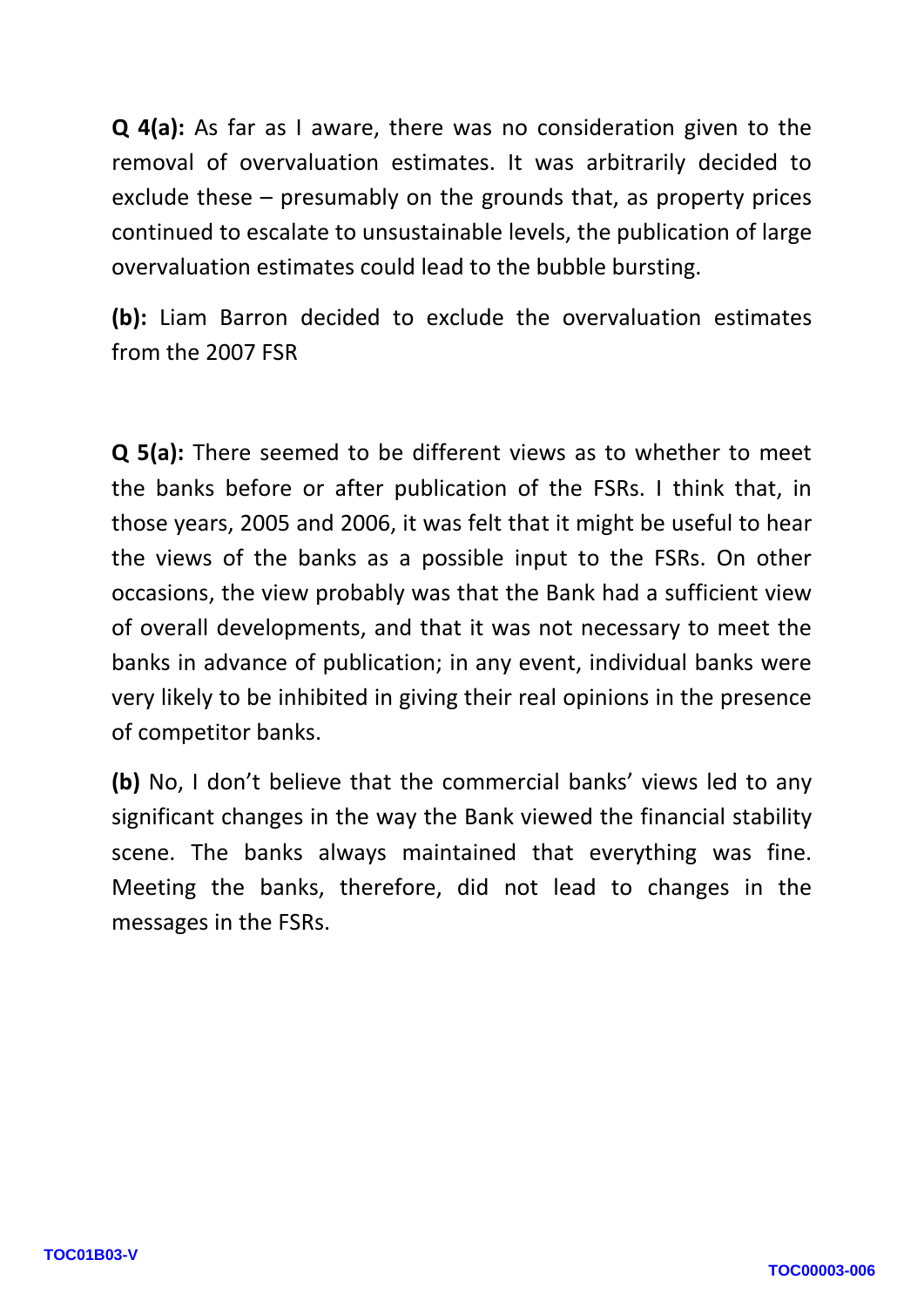**Q 4(a):** As far as I aware, there was no consideration given to the removal of overvaluation estimates. It was arbitrarily decided to exclude these – presumably on the grounds that, as property prices continued to escalate to unsustainable levels, the publication of large overvaluation estimates could lead to the bubble bursting.

**(b):** Liam Barron decided to exclude the overvaluation estimates from the 2007 FSR

**Q 5(a):** There seemed to be different views as to whether to meet the banks before or after publication of the FSRs. I think that, in those years, 2005 and 2006, it was felt that it might be useful to hear the views of the banks as a possible input to the FSRs. On other occasions, the view probably was that the Bank had a sufficient view of overall developments, and that it was not necessary to meet the banks in advance of publication; in any event, individual banks were very likely to be inhibited in giving their real opinions in the presence of competitor banks.

**(b)** No, I don't believe that the commercial banks' views led to any significant changes in the way the Bank viewed the financial stability scene. The banks always maintained that everything was fine. Meeting the banks, therefore, did not lead to changes in the messages in the FSRs.